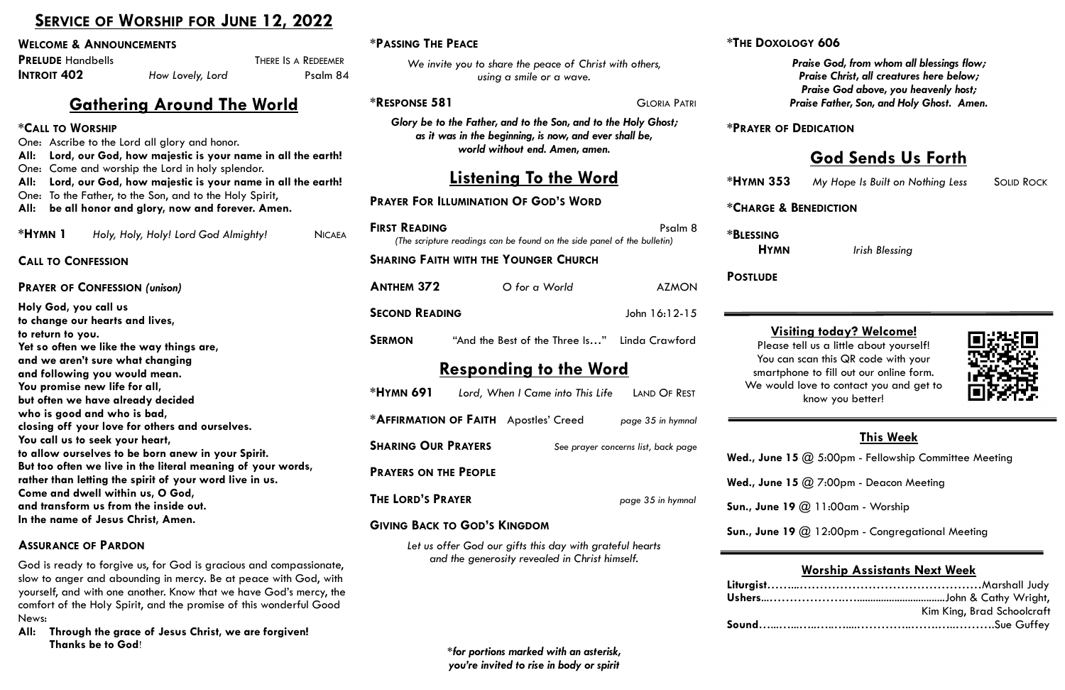# Service of Worship for June 12, 2022

**Welcome & Announcements**

**Prelude** Handbells — There Is a Redeemer

**Introit 402** — *How Lovely, Lord* — Psalm 84

## Gathering Around The World

**\*Call to Worship**

One: Ascribe to the Lord all glory and honor.
**All: Lord, our God, how majestic is your name in all the earth!**
One: Come and worship the Lord in holy splendor.
**All: Lord, our God, how majestic is your name in all the earth!**
One: To the Father, to the Son, and to the Holy Spirit,
**All: be all honor and glory, now and forever. Amen.**

**\*Hymn 1** — *Holy, Holy, Holy! Lord God Almighty!* — Nicaea

**Call to Confession**

**Prayer of Confession** *(unison)*

**Holy God, you call us**
**to change our hearts and lives,**
**to return to you.**
**Yet so often we like the way things are,**
**and we aren't sure what changing**
**and following you would mean.**
**You promise new life for all,**
**but often we have already decided**
**who is good and who is bad,**
**closing off your love for others and ourselves.**
**You call us to seek your heart,**
**to allow ourselves to be born anew in your Spirit.**
**But too often we live in the literal meaning of your words,**
**rather than letting the spirit of your word live in us.**
**Come and dwell within us, O God,**
**and transform us from the inside out.**
**In the name of Jesus Christ, Amen.**

**Assurance of Pardon**

God is ready to forgive us, for God is gracious and compassionate, slow to anger and abounding in mercy. Be at peace with God, with yourself, and with one another. Know that we have God's mercy, the comfort of the Holy Spirit, and the promise of this wonderful Good News:

**All: Through the grace of Jesus Christ, we are forgiven! Thanks be to God**!

**\*Passing the Peace**

*We invite you to share the peace of Christ with others, using a smile or a wave.*

**\*Response 581** — Gloria Patri

***Glory be to the Father, and to the Son, and to the Holy Ghost;***
***as it was in the beginning, is now, and ever shall be,***
***world without end. Amen, amen.***

## Listening To the Word

**Prayer for Illumination of God's Word**

**First Reading** — Psalm 8
*(The scripture readings can be found on the side panel of the bulletin)*

**Sharing Faith with the Younger Church**

**Anthem 372** — *O for a World* — AZMON

**Second Reading** — John 16:12-15

**Sermon** — "And the Best of the Three Is…" — Linda Crawford

## Responding to the Word

**\*Hymn 691** — *Lord, When I Came into This Life* — Land Of Rest

**\*Affirmation of Faith** — Apostles' Creed — *page 35 in hymnal*

**Sharing Our Prayers** — *See prayer concerns list, back page*

**Prayers on the People**

**The Lord's Prayer** — *page 35 in hymnal*

**Giving Back to God's Kingdom**

*Let us offer God our gifts this day with grateful hearts and the generosity revealed in Christ himself.*

***\*for portions marked with an asterisk, you're invited to rise in body or spirit***

**\*The Doxology 606**

***Praise God, from whom all blessings flow;***
***Praise Christ, all creatures here below;***
***Praise God above, you heavenly host;***
***Praise Father, Son, and Holy Ghost. Amen.***

**\*Prayer of Dedication**

## God Sends Us Forth

**\*Hymn 353** — *My Hope Is Built on Nothing Less* — Solid Rock

**\*Charge & Benediction**

**\*Blessing Hymn** — *Irish Blessing*

**Postlude**

---

### Visiting today? Welcome!

Please tell us a little about yourself! You can scan this QR code with your smartphone to fill out our online form. We would love to contact you and get to know you better!

### This Week

**Wed., June 15** @ 5:00pm - Fellowship Committee Meeting

**Wed., June 15** @ 7:00pm - Deacon Meeting

**Sun., June 19** @ 11:00am - Worship

**Sun., June 19** @ 12:00pm - Congregational Meeting

### Worship Assistants Next Week

**Liturgist**……Marshall Judy
**Ushers**……John & Cathy Wright, Kim King, Brad Schoolcraft
**Sound**……Sue Guffey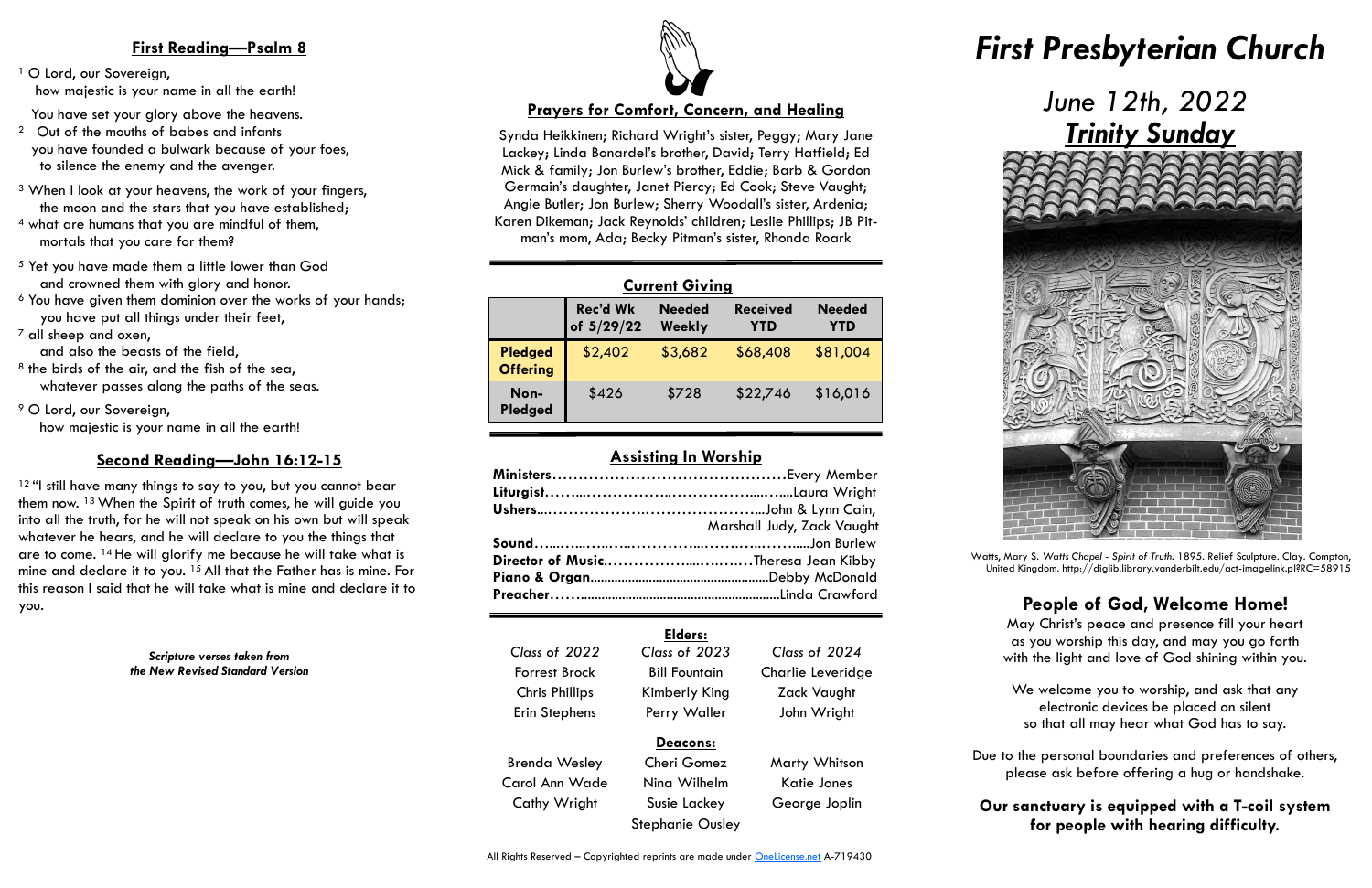## First Reading—Psalm 8

[1] O Lord, our Sovereign,
how majestic is your name in all the earth!

You have set your glory above the heavens.
[2] Out of the mouths of babes and infants
you have founded a bulwark because of your foes,
to silence the enemy and the avenger.

[3] When I look at your heavens, the work of your fingers,
the moon and the stars that you have established;
[4] what are humans that you are mindful of them,
mortals that you care for them?

[5] Yet you have made them a little lower than God
and crowned them with glory and honor.
[6] You have given them dominion over the works of your hands;
you have put all things under their feet,
[7] all sheep and oxen,
and also the beasts of the field,
[8] the birds of the air, and the fish of the sea,
whatever passes along the paths of the seas.

[9] O Lord, our Sovereign,
how majestic is your name in all the earth!

## Second Reading—John 16:12-15

[12] "I still have many things to say to you, but you cannot bear them now. [13] When the Spirit of truth comes, he will guide you into all the truth, for he will not speak on his own but will speak whatever he hears, and he will declare to you the things that are to come. [14] He will glorify me because he will take what is mine and declare it to you. [15] All that the Father has is mine. For this reason I said that he will take what is mine and declare it to you.

***Scripture verses taken from the New Revised Standard Version***

## Prayers for Comfort, Concern, and Healing

Synda Heikkinen; Richard Wright's sister, Peggy; Mary Jane Lackey; Linda Bonardel's brother, David; Terry Hatfield; Ed Mick & family; Jon Burlew's brother, Eddie; Barb & Gordon Germain's daughter, Janet Piercy; Ed Cook; Steve Vaught; Angie Butler; Jon Burlew; Sherry Woodall's sister, Ardenia; Karen Dikeman; Jack Reynolds' children; Leslie Phillips; JB Pitman's mom, Ada; Becky Pitman's sister, Rhonda Roark

## Current Giving

| | Rec'd Wk of 5/29/22 | Needed Weekly | Received YTD | Needed YTD |
|---|---|---|---|---|
| **Pledged Offering** | $2,402 | $3,682 | $68,408 | $81,004 |
| **Non-Pledged** | $426 | $728 | $22,746 | $16,016 |

## Assisting In Worship

**Ministers**……………………………………Every Member
**Liturgist**………………………………………Laura Wright
**Ushers**………………………………………John & Lynn Cain, Marshall Judy, Zack Vaught
**Sound**………………………………………Jon Burlew
**Director of Music**…………………………Theresa Jean Kibby
**Piano & Organ**……………………………Debby McDonald
**Preacher**……………………………………Linda Crawford

**Elders:**

| Class of 2022 | Class of 2023 | Class of 2024 |
|---|---|---|
| Forrest Brock | Bill Fountain | Charlie Leveridge |
| Chris Phillips | Kimberly King | Zack Vaught |
| Erin Stephens | Perry Waller | John Wright |

**Deacons:**

| | | |
|---|---|---|
| Brenda Wesley | Cheri Gomez | Marty Whitson |
| Carol Ann Wade | Nina Wilhelm | Katie Jones |
| Cathy Wright | Susie Lackey | George Joplin |
| | Stephanie Ousley | |

All Rights Reserved – Copyrighted reprints are made under OneLicense.net A-719430

# *First Presbyterian Church*

## *June 12th, 2022*
## ***Trinity Sunday***

Watts, Mary S. *Watts Chapel - Spirit of Truth.* 1895. Relief Sculpture. Clay. Compton, United Kingdom. http://diglib.library.vanderbilt.edu/act-imagelink.pl?RC=58915

## People of God, Welcome Home!

May Christ's peace and presence fill your heart as you worship this day, and may you go forth with the light and love of God shining within you.

We welcome you to worship, and ask that any electronic devices be placed on silent so that all may hear what God has to say.

Due to the personal boundaries and preferences of others, please ask before offering a hug or handshake.

**Our sanctuary is equipped with a T-coil system for people with hearing difficulty.**